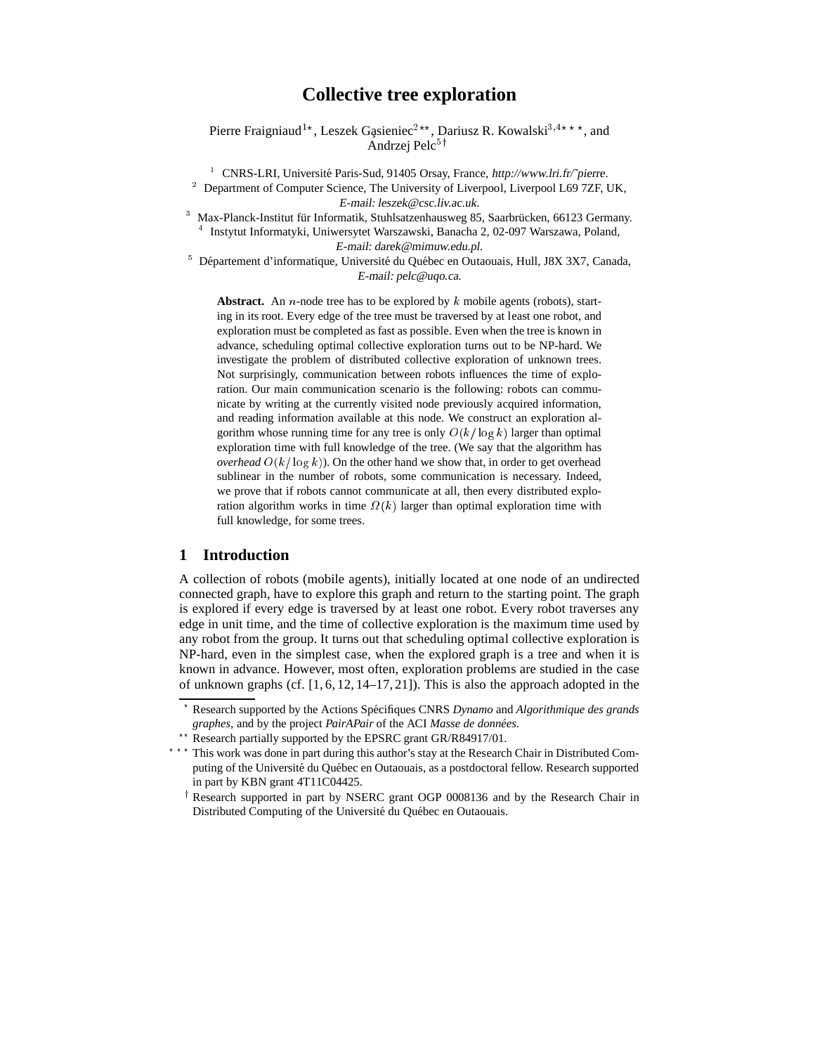# Collective tree exploration

Pierre Fraigniaud[1⋆], Leszek Gąsieniec[2⋆⋆], Dariusz R. Kowalski[3,4⋆⋆⋆], and Andrzej Pelc[5†]

[1] CNRS-LRI, Université Paris-Sud, 91405 Orsay, France, *http://www.lri.fr/˜pierre*.
[2] Department of Computer Science, The University of Liverpool, Liverpool L69 7ZF, UK, *E-mail: leszek@csc.liv.ac.uk*.
[3] Max-Planck-Institut für Informatik, Stuhlsatzenhausweg 85, Saarbrücken, 66123 Germany.
[4] Instytut Informatyki, Uniwersytet Warszawski, Banacha 2, 02-097 Warszawa, Poland, *E-mail: darek@mimuw.edu.pl*.
[5] Département d'informatique, Université du Québec en Outaouais, Hull, J8X 3X7, Canada, *E-mail: pelc@uqo.ca*.

**Abstract.** An $n$-node tree has to be explored by $k$ mobile agents (robots), starting in its root. Every edge of the tree must be traversed by at least one robot, and exploration must be completed as fast as possible. Even when the tree is known in advance, scheduling optimal collective exploration turns out to be NP-hard. We investigate the problem of distributed collective exploration of unknown trees. Not surprisingly, communication between robots influences the time of exploration. Our main communication scenario is the following: robots can communicate by writing at the currently visited node previously acquired information, and reading information available at this node. We construct an exploration algorithm whose running time for any tree is only $O(k/\log k)$ larger than optimal exploration time with full knowledge of the tree. (We say that the algorithm has *overhead* $O(k/\log k)$). On the other hand we show that, in order to get overhead sublinear in the number of robots, some communication is necessary. Indeed, we prove that if robots cannot communicate at all, then every distributed exploration algorithm works in time $\Omega(k)$ larger than optimal exploration time with full knowledge, for some trees.

## 1 Introduction

A collection of robots (mobile agents), initially located at one node of an undirected connected graph, have to explore this graph and return to the starting point. The graph is explored if every edge is traversed by at least one robot. Every robot traverses any edge in unit time, and the time of collective exploration is the maximum time used by any robot from the group. It turns out that scheduling optimal collective exploration is NP-hard, even in the simplest case, when the explored graph is a tree and when it is known in advance. However, most often, exploration problems are studied in the case of unknown graphs (cf. [1, 6, 12, 14–17, 21]). This is also the approach adopted in the

⋆ Research supported by the Actions Spécifiques CNRS *Dynamo* and *Algorithmique des grands graphes*, and by the project *PairAPair* of the ACI *Masse de données*.

⋆⋆ Research partially supported by the EPSRC grant GR/R84917/01.

⋆⋆⋆ This work was done in part during this author's stay at the Research Chair in Distributed Computing of the Université du Québec en Outaouais, as a postdoctoral fellow. Research supported in part by KBN grant 4T11C04425.

† Research supported in part by NSERC grant OGP 0008136 and by the Research Chair in Distributed Computing of the Université du Québec en Outaouais.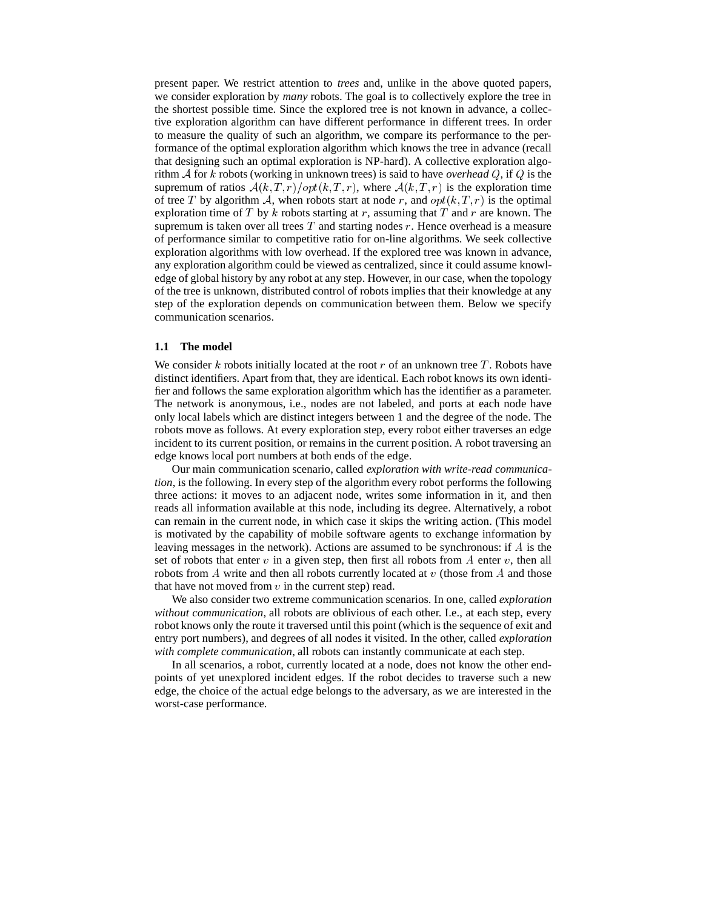present paper. We restrict attention to *trees* and, unlike in the above quoted papers, we consider exploration by *many* robots. The goal is to collectively explore the tree in the shortest possible time. Since the explored tree is not known in advance, a collective exploration algorithm can have different performance in different trees. In order to measure the quality of such an algorithm, we compare its performance to the performance of the optimal exploration algorithm which knows the tree in advance (recall that designing such an optimal exploration is NP-hard). A collective exploration algorithm $\mathcal{A}$ for $k$ robots (working in unknown trees) is said to have *overhead* $Q$, if $Q$ is the supremum of ratios $\mathcal{A}(k,T,r)/opt(k,T,r)$, where $\mathcal{A}(k,T,r)$ is the exploration time of tree $T$ by algorithm $\mathcal{A}$, when robots start at node $r$, and $opt(k,T,r)$ is the optimal exploration time of $T$ by $k$ robots starting at $r$, assuming that $T$ and $r$ are known. The supremum is taken over all trees $T$ and starting nodes $r$. Hence overhead is a measure of performance similar to competitive ratio for on-line algorithms. We seek collective exploration algorithms with low overhead. If the explored tree was known in advance, any exploration algorithm could be viewed as centralized, since it could assume knowledge of global history by any robot at any step. However, in our case, when the topology of the tree is unknown, distributed control of robots implies that their knowledge at any step of the exploration depends on communication between them. Below we specify communication scenarios.

### 1.1 The model

We consider $k$ robots initially located at the root $r$ of an unknown tree $T$. Robots have distinct identifiers. Apart from that, they are identical. Each robot knows its own identifier and follows the same exploration algorithm which has the identifier as a parameter. The network is anonymous, i.e., nodes are not labeled, and ports at each node have only local labels which are distinct integers between 1 and the degree of the node. The robots move as follows. At every exploration step, every robot either traverses an edge incident to its current position, or remains in the current position. A robot traversing an edge knows local port numbers at both ends of the edge.

Our main communication scenario, called *exploration with write-read communication*, is the following. In every step of the algorithm every robot performs the following three actions: it moves to an adjacent node, writes some information in it, and then reads all information available at this node, including its degree. Alternatively, a robot can remain in the current node, in which case it skips the writing action. (This model is motivated by the capability of mobile software agents to exchange information by leaving messages in the network). Actions are assumed to be synchronous: if $A$ is the set of robots that enter $v$ in a given step, then first all robots from $A$ enter $v$, then all robots from $A$ write and then all robots currently located at $v$ (those from $A$ and those that have not moved from $v$ in the current step) read.

We also consider two extreme communication scenarios. In one, called *exploration without communication*, all robots are oblivious of each other. I.e., at each step, every robot knows only the route it traversed until this point (which is the sequence of exit and entry port numbers), and degrees of all nodes it visited. In the other, called *exploration with complete communication*, all robots can instantly communicate at each step.

In all scenarios, a robot, currently located at a node, does not know the other endpoints of yet unexplored incident edges. If the robot decides to traverse such a new edge, the choice of the actual edge belongs to the adversary, as we are interested in the worst-case performance.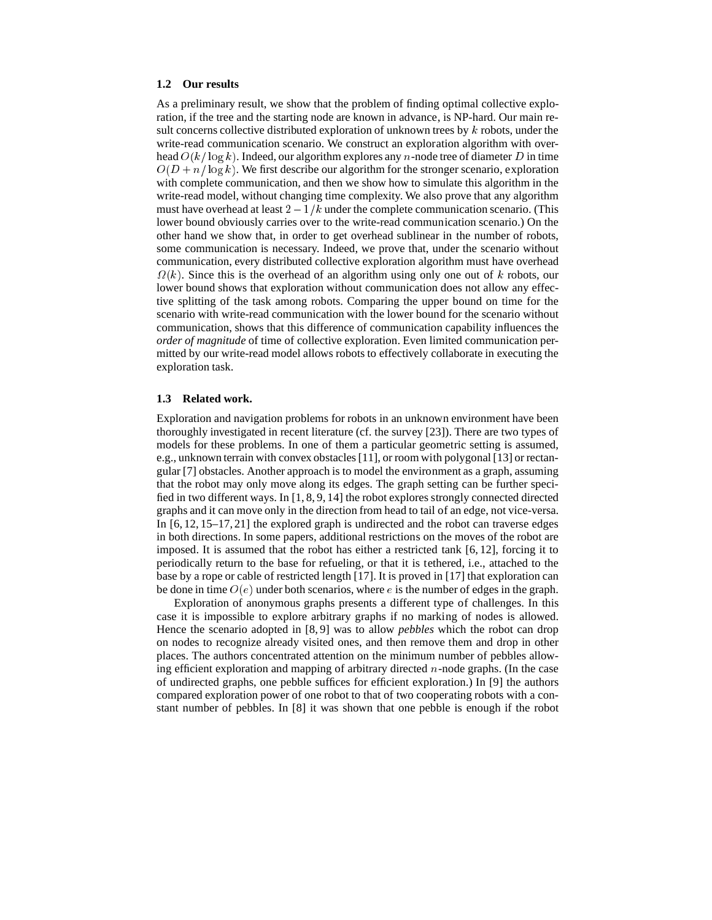### 1.2 Our results

As a preliminary result, we show that the problem of finding optimal collective exploration, if the tree and the starting node are known in advance, is NP-hard. Our main result concerns collective distributed exploration of unknown trees by $k$ robots, under the write-read communication scenario. We construct an exploration algorithm with overhead $O(k/\log k)$. Indeed, our algorithm explores any $n$-node tree of diameter $D$ in time $O(D + n/\log k)$. We first describe our algorithm for the stronger scenario, exploration with complete communication, and then we show how to simulate this algorithm in the write-read model, without changing time complexity. We also prove that any algorithm must have overhead at least $2 - 1/k$ under the complete communication scenario. (This lower bound obviously carries over to the write-read communication scenario.) On the other hand we show that, in order to get overhead sublinear in the number of robots, some communication is necessary. Indeed, we prove that, under the scenario without communication, every distributed collective exploration algorithm must have overhead $\Omega(k)$. Since this is the overhead of an algorithm using only one out of $k$ robots, our lower bound shows that exploration without communication does not allow any effective splitting of the task among robots. Comparing the upper bound on time for the scenario with write-read communication with the lower bound for the scenario without communication, shows that this difference of communication capability influences the *order of magnitude* of time of collective exploration. Even limited communication permitted by our write-read model allows robots to effectively collaborate in executing the exploration task.

### 1.3 Related work.

Exploration and navigation problems for robots in an unknown environment have been thoroughly investigated in recent literature (cf. the survey [23]). There are two types of models for these problems. In one of them a particular geometric setting is assumed, e.g., unknown terrain with convex obstacles [11], or room with polygonal [13] or rectangular [7] obstacles. Another approach is to model the environment as a graph, assuming that the robot may only move along its edges. The graph setting can be further specified in two different ways. In [1, 8, 9, 14] the robot explores strongly connected directed graphs and it can move only in the direction from head to tail of an edge, not vice-versa. In [6, 12, 15–17, 21] the explored graph is undirected and the robot can traverse edges in both directions. In some papers, additional restrictions on the moves of the robot are imposed. It is assumed that the robot has either a restricted tank [6, 12], forcing it to periodically return to the base for refueling, or that it is tethered, i.e., attached to the base by a rope or cable of restricted length [17]. It is proved in [17] that exploration can be done in time $O(e)$ under both scenarios, where $e$ is the number of edges in the graph.

Exploration of anonymous graphs presents a different type of challenges. In this case it is impossible to explore arbitrary graphs if no marking of nodes is allowed. Hence the scenario adopted in [8, 9] was to allow *pebbles* which the robot can drop on nodes to recognize already visited ones, and then remove them and drop in other places. The authors concentrated attention on the minimum number of pebbles allowing efficient exploration and mapping of arbitrary directed $n$-node graphs. (In the case of undirected graphs, one pebble suffices for efficient exploration.) In [9] the authors compared exploration power of one robot to that of two cooperating robots with a constant number of pebbles. In [8] it was shown that one pebble is enough if the robot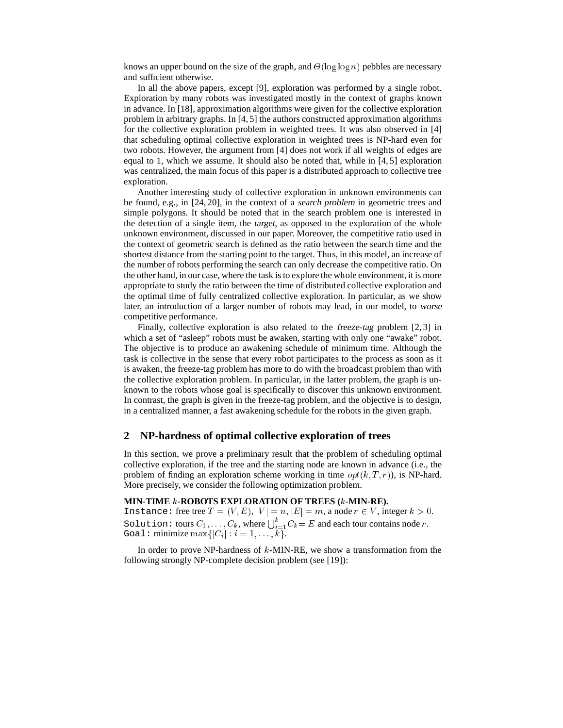knows an upper bound on the size of the graph, and $\Theta(\log \log n)$ pebbles are necessary and sufficient otherwise.

In all the above papers, except [9], exploration was performed by a single robot. Exploration by many robots was investigated mostly in the context of graphs known in advance. In [18], approximation algorithms were given for the collective exploration problem in arbitrary graphs. In [4, 5] the authors constructed approximation algorithms for the collective exploration problem in weighted trees. It was also observed in [4] that scheduling optimal collective exploration in weighted trees is NP-hard even for two robots. However, the argument from [4] does not work if all weights of edges are equal to 1, which we assume. It should also be noted that, while in [4, 5] exploration was centralized, the main focus of this paper is a distributed approach to collective tree exploration.

Another interesting study of collective exploration in unknown environments can be found, e.g., in [24, 20], in the context of a *search problem* in geometric trees and simple polygons. It should be noted that in the search problem one is interested in the detection of a single item, the *target*, as opposed to the exploration of the whole unknown environment, discussed in our paper. Moreover, the competitive ratio used in the context of geometric search is defined as the ratio between the search time and the shortest distance from the starting point to the target. Thus, in this model, an increase of the number of robots performing the search can only decrease the competitive ratio. On the other hand, in our case, where the task is to explore the whole environment, it is more appropriate to study the ratio between the time of distributed collective exploration and the optimal time of fully centralized collective exploration. In particular, as we show later, an introduction of a larger number of robots may lead, in our model, to *worse* competitive performance.

Finally, collective exploration is also related to the *freeze-tag* problem [2, 3] in which a set of "asleep" robots must be awaken, starting with only one "awake" robot. The objective is to produce an awakening schedule of minimum time. Although the task is collective in the sense that every robot participates to the process as soon as it is awaken, the freeze-tag problem has more to do with the broadcast problem than with the collective exploration problem. In particular, in the latter problem, the graph is unknown to the robots whose goal is specifically to discover this unknown environment. In contrast, the graph is given in the freeze-tag problem, and the objective is to design, in a centralized manner, a fast awakening schedule for the robots in the given graph.

## 2 NP-hardness of optimal collective exploration of trees

In this section, we prove a preliminary result that the problem of scheduling optimal collective exploration, if the tree and the starting node are known in advance (i.e., the problem of finding an exploration scheme working in time $opt(k, T, r)$), is NP-hard. More precisely, we consider the following optimization problem.

**MIN-TIME $k$-ROBOTS EXPLORATION OF TREES ($k$-MIN-RE).**
`Instance:` free tree $T = (V, E)$, $|V| = n$, $|E| = m$, a node $r \in V$, integer $k > 0$.
`Solution:` tours $C_1, \ldots, C_k$, where $\bigcup_{i=1}^{k} C_k = E$ and each tour contains node $r$.
`Goal:` minimize $\max\{|C_i| : i = 1, \ldots, k\}$.

In order to prove NP-hardness of $k$-MIN-RE, we show a transformation from the following strongly NP-complete decision problem (see [19]):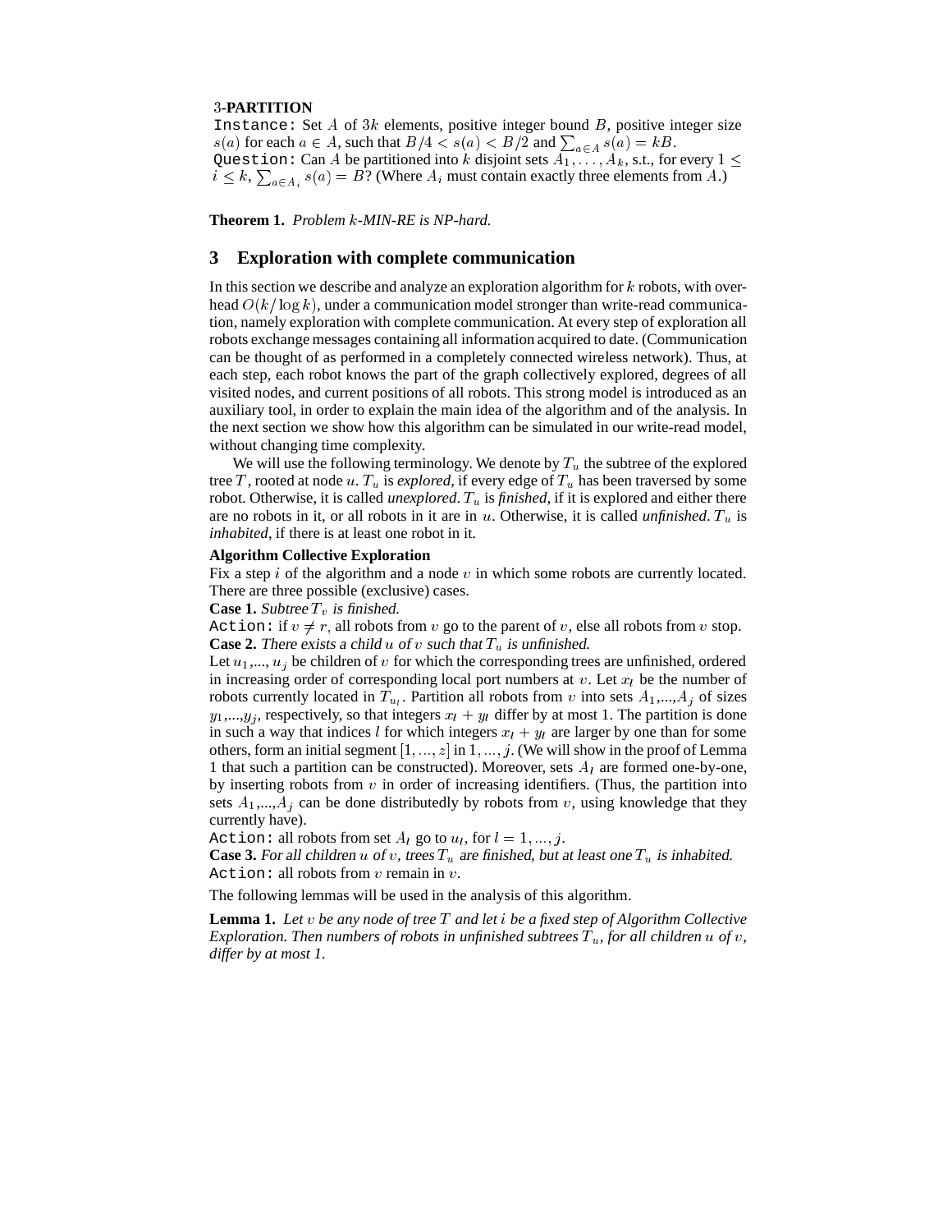3-**PARTITION**
`Instance:` Set $A$ of $3k$ elements, positive integer bound $B$, positive integer size $s(a)$ for each $a \in A$, such that $B/4 < s(a) < B/2$ and $\sum_{a \in A} s(a) = kB$.
`Question:` Can $A$ be partitioned into $k$ disjoint sets $A_1, \ldots, A_k$, s.t., for every $1 \leq i \leq k$, $\sum_{a \in A_i} s(a) = B$? (Where $A_i$ must contain exactly three elements from $A$.)

**Theorem 1.** *Problem $k$-MIN-RE is NP-hard.*

## 3 Exploration with complete communication

In this section we describe and analyze an exploration algorithm for $k$ robots, with overhead $O(k/\log k)$, under a communication model stronger than write-read communication, namely exploration with complete communication. At every step of exploration all robots exchange messages containing all information acquired to date. (Communication can be thought of as performed in a completely connected wireless network). Thus, at each step, each robot knows the part of the graph collectively explored, degrees of all visited nodes, and current positions of all robots. This strong model is introduced as an auxiliary tool, in order to explain the main idea of the algorithm and of the analysis. In the next section we show how this algorithm can be simulated in our write-read model, without changing time complexity.

We will use the following terminology. We denote by $T_u$ the subtree of the explored tree $T$, rooted at node $u$. $T_u$ is *explored*, if every edge of $T_u$ has been traversed by some robot. Otherwise, it is called *unexplored*. $T_u$ is *finished*, if it is explored and either there are no robots in it, or all robots in it are in $u$. Otherwise, it is called *unfinished*. $T_u$ is *inhabited*, if there is at least one robot in it.

**Algorithm Collective Exploration**
Fix a step $i$ of the algorithm and a node $v$ in which some robots are currently located. There are three possible (exclusive) cases.
**Case 1.** *Subtree $T_v$ is finished.*
`Action:` if $v \neq r$, all robots from $v$ go to the parent of $v$, else all robots from $v$ stop.
**Case 2.** *There exists a child $u$ of $v$ such that $T_u$ is unfinished.*
Let $u_1, \ldots, u_j$ be children of $v$ for which the corresponding trees are unfinished, ordered in increasing order of corresponding local port numbers at $v$. Let $x_l$ be the number of robots currently located in $T_{u_l}$. Partition all robots from $v$ into sets $A_1, \ldots, A_j$ of sizes $y_1, \ldots, y_j$, respectively, so that integers $x_l + y_l$ differ by at most 1. The partition is done in such a way that indices $l$ for which integers $x_l + y_l$ are larger by one than for some others, form an initial segment $[1, \ldots, z]$ in $1, \ldots, j$. (We will show in the proof of Lemma 1 that such a partition can be constructed). Moreover, sets $A_l$ are formed one-by-one, by inserting robots from $v$ in order of increasing identifiers. (Thus, the partition into sets $A_1, \ldots, A_j$ can be done distributedly by robots from $v$, using knowledge that they currently have).
`Action:` all robots from set $A_l$ go to $u_l$, for $l = 1, \ldots, j$.
**Case 3.** *For all children $u$ of $v$, trees $T_u$ are finished, but at least one $T_u$ is inhabited.*
`Action:` all robots from $v$ remain in $v$.

The following lemmas will be used in the analysis of this algorithm.

**Lemma 1.** *Let $v$ be any node of tree $T$ and let $i$ be a fixed step of Algorithm Collective Exploration. Then numbers of robots in unfinished subtrees $T_u$, for all children $u$ of $v$, differ by at most 1.*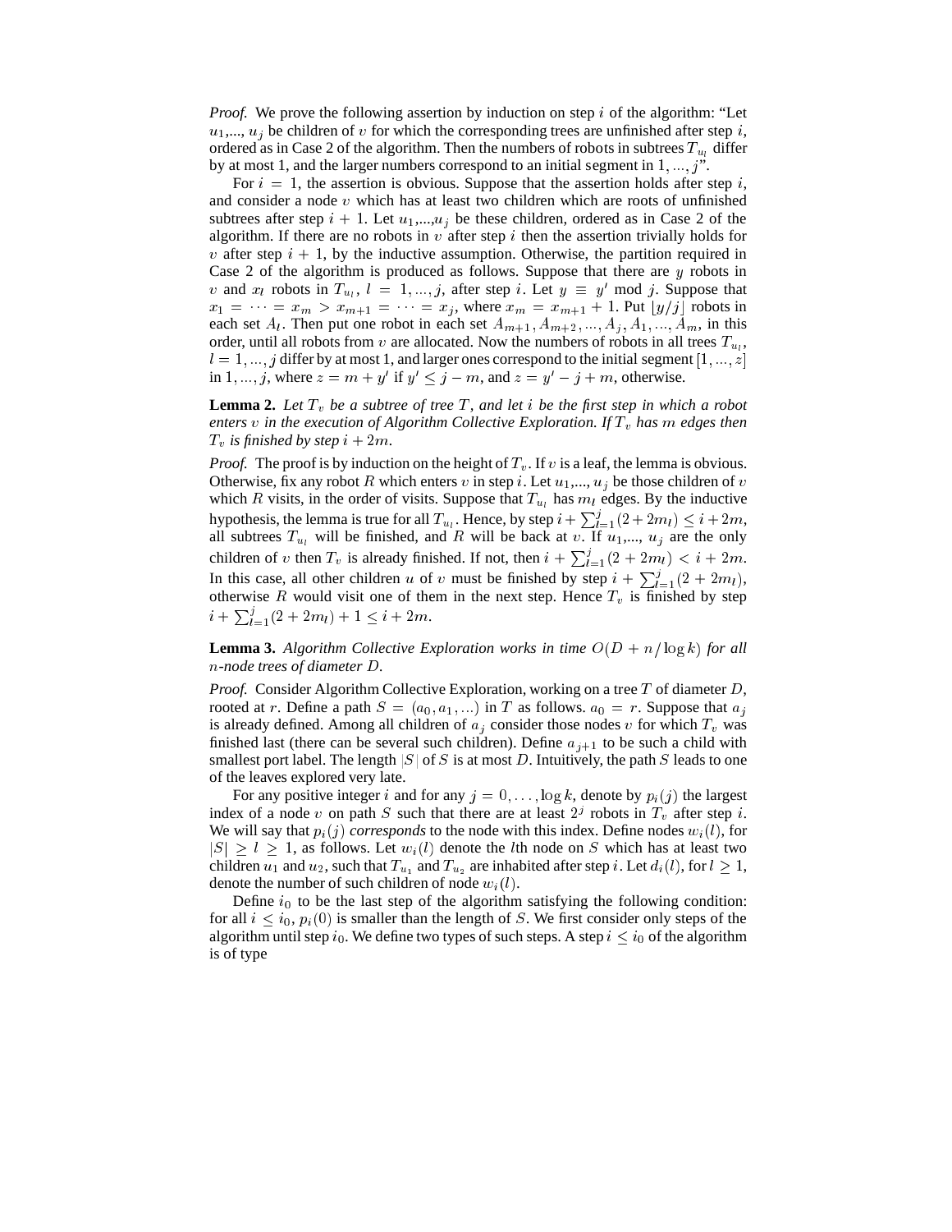*Proof.* We prove the following assertion by induction on step $i$ of the algorithm: "Let $u_1$,..., $u_j$ be children of $v$ for which the corresponding trees are unfinished after step $i$, ordered as in Case 2 of the algorithm. Then the numbers of robots in subtrees $T_{u_l}$ differ by at most 1, and the larger numbers correspond to an initial segment in $1, ..., j$".

For $i = 1$, the assertion is obvious. Suppose that the assertion holds after step $i$, and consider a node $v$ which has at least two children which are roots of unfinished subtrees after step $i + 1$. Let $u_1$,...,$u_j$ be these children, ordered as in Case 2 of the algorithm. If there are no robots in $v$ after step $i$ then the assertion trivially holds for $v$ after step $i + 1$, by the inductive assumption. Otherwise, the partition required in Case 2 of the algorithm is produced as follows. Suppose that there are $y$ robots in $v$ and $x_l$ robots in $T_{u_l}$, $l = 1, ..., j$, after step $i$. Let $y \equiv y' \bmod j$. Suppose that $x_1 = \cdots = x_m > x_{m+1} = \cdots = x_j$, where $x_m = x_{m+1} + 1$. Put $\lfloor y/j \rfloor$ robots in each set $A_l$. Then put one robot in each set $A_{m+1}, A_{m+2}, ..., A_j, A_1, ..., A_m$, in this order, until all robots from $v$ are allocated. Now the numbers of robots in all trees $T_{u_l}$, $l = 1, ..., j$ differ by at most 1, and larger ones correspond to the initial segment $[1, ..., z]$ in $1, ..., j$, where $z = m + y'$ if $y' \leq j - m$, and $z = y' - j + m$, otherwise.

**Lemma 2.** *Let $T_v$ be a subtree of tree $T$, and let $i$ be the first step in which a robot enters $v$ in the execution of Algorithm Collective Exploration. If $T_v$ has $m$ edges then $T_v$ is finished by step $i + 2m$.*

*Proof.* The proof is by induction on the height of $T_v$. If $v$ is a leaf, the lemma is obvious. Otherwise, fix any robot $R$ which enters $v$ in step $i$. Let $u_1$,..., $u_j$ be those children of $v$ which $R$ visits, in the order of visits. Suppose that $T_{u_l}$ has $m_l$ edges. By the inductive hypothesis, the lemma is true for all $T_{u_l}$. Hence, by step $i + \sum_{l=1}^{j}(2 + 2m_l) \leq i + 2m$, all subtrees $T_{u_l}$ will be finished, and $R$ will be back at $v$. If $u_1$,..., $u_j$ are the only children of $v$ then $T_v$ is already finished. If not, then $i + \sum_{l=1}^{j}(2 + 2m_l) < i + 2m$. In this case, all other children $u$ of $v$ must be finished by step $i + \sum_{l=1}^{j}(2 + 2m_l)$, otherwise $R$ would visit one of them in the next step. Hence $T_v$ is finished by step $i + \sum_{l=1}^{j}(2 + 2m_l) + 1 \leq i + 2m$.

**Lemma 3.** *Algorithm Collective Exploration works in time $O(D + n/\log k)$ for all $n$-node trees of diameter $D$.*

*Proof.* Consider Algorithm Collective Exploration, working on a tree $T$ of diameter $D$, rooted at $r$. Define a path $S = (a_0, a_1, ...)$ in $T$ as follows. $a_0 = r$. Suppose that $a_j$ is already defined. Among all children of $a_j$ consider those nodes $v$ for which $T_v$ was finished last (there can be several such children). Define $a_{j+1}$ to be such a child with smallest port label. The length $|S|$ of $S$ is at most $D$. Intuitively, the path $S$ leads to one of the leaves explored very late.

For any positive integer $i$ and for any $j = 0, \ldots, \log k$, denote by $p_i(j)$ the largest index of a node $v$ on path $S$ such that there are at least $2^j$ robots in $T_v$ after step $i$. We will say that $p_i(j)$ *corresponds* to the node with this index. Define nodes $w_i(l)$, for $|S| \geq l \geq 1$, as follows. Let $w_i(l)$ denote the $l$th node on $S$ which has at least two children $u_1$ and $u_2$, such that $T_{u_1}$ and $T_{u_2}$ are inhabited after step $i$. Let $d_i(l)$, for $l \geq 1$, denote the number of such children of node $w_i(l)$.

Define $i_0$ to be the last step of the algorithm satisfying the following condition: for all $i \leq i_0$, $p_i(0)$ is smaller than the length of $S$. We first consider only steps of the algorithm until step $i_0$. We define two types of such steps. A step $i \leq i_0$ of the algorithm is of type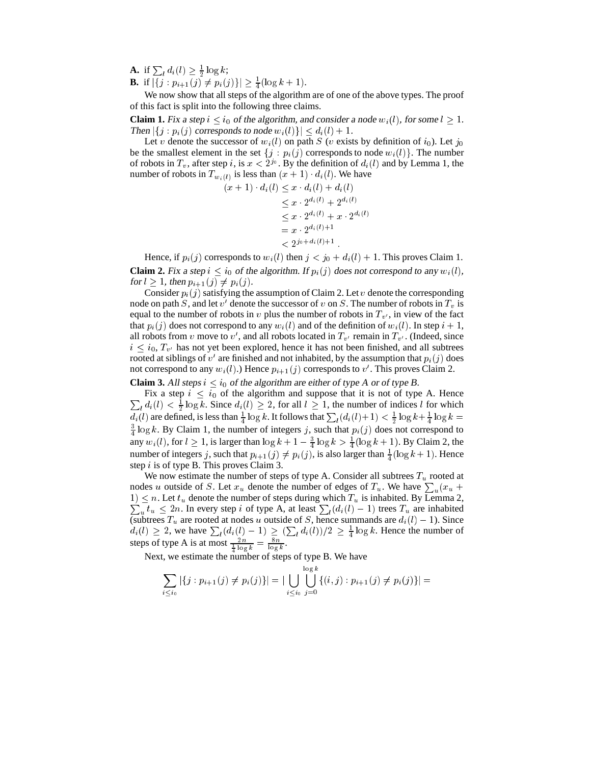**A.** if $\sum_l d_i(l) \geq \frac{1}{2}\log k$;
**B.** if $|\{j : p_{i+1}(j) \neq p_i(j)\}| \geq \frac{1}{4}(\log k + 1)$.

We now show that all steps of the algorithm are of one of the above types. The proof of this fact is split into the following three claims.

**Claim 1.** *Fix a step $i \leq i_0$ of the algorithm, and consider a node $w_i(l)$, for some $l \geq 1$. Then $|\{j : p_i(j)$ corresponds to node $w_i(l)\}| \leq d_i(l) + 1$.*

Let $v$ denote the successor of $w_i(l)$ on path $S$ ($v$ exists by definition of $i_0$). Let $j_0$ be the smallest element in the set $\{j : p_i(j)$ corresponds to node $w_i(l)\}$. The number of robots in $T_v$, after step $i$, is $x < 2^{j_0}$. By the definition of $d_i(l)$ and by Lemma 1, the number of robots in $T_{w_i(l)}$ is less than $(x+1)\cdot d_i(l)$. We have

$$
\begin{aligned}
(x+1)\cdot d_i(l) &\leq x \cdot d_i(l) + d_i(l) \\
&\leq x \cdot 2^{d_i(l)} + 2^{d_i(l)} \\
&\leq x \cdot 2^{d_i(l)} + x \cdot 2^{d_i(l)} \\
&= x \cdot 2^{d_i(l)+1} \\
&< 2^{j_0 + d_i(l) + 1}\,.
\end{aligned}
$$

Hence, if $p_i(j)$ corresponds to $w_i(l)$ then $j < j_0 + d_i(l) + 1$. This proves Claim 1.

**Claim 2.** *Fix a step $i \leq i_0$ of the algorithm. If $p_i(j)$ does not correspond to any $w_i(l)$, for $l \geq 1$, then $p_{i+1}(j) \neq p_i(j)$.*

Consider $p_i(j)$ satisfying the assumption of Claim 2. Let $v$ denote the corresponding node on path $S$, and let $v'$ denote the successor of $v$ on $S$. The number of robots in $T_v$ is equal to the number of robots in $v$ plus the number of robots in $T_{v'}$, in view of the fact that $p_i(j)$ does not correspond to any $w_i(l)$ and of the definition of $w_i(l)$. In step $i+1$, all robots from $v$ move to $v'$, and all robots located in $T_{v'}$ remain in $T_{v'}$. (Indeed, since $i \leq i_0$, $T_{v'}$ has not yet been explored, hence it has not been finished, and all subtrees rooted at siblings of $v'$ are finished and not inhabited, by the assumption that $p_i(j)$ does not correspond to any $w_i(l)$.) Hence $p_{i+1}(j)$ corresponds to $v'$. This proves Claim 2.

**Claim 3.** *All steps $i \leq i_0$ of the algorithm are either of type A or of type B.*

Fix a step $i \leq i_0$ of the algorithm and suppose that it is not of type A. Hence $\sum_l d_i(l) < \frac{1}{2}\log k$. Since $d_i(l) \geq 2$, for all $l \geq 1$, the number of indices $l$ for which $d_i(l)$ are defined, is less than $\frac{1}{4}\log k$. It follows that $\sum_l (d_i(l)+1) < \frac{1}{2}\log k + \frac{1}{4}\log k = \frac{3}{4}\log k$. By Claim 1, the number of integers $j$, such that $p_i(j)$ does not correspond to any $w_i(l)$, for $l \geq 1$, is larger than $\log k + 1 - \frac{3}{4}\log k > \frac{1}{4}(\log k + 1)$. By Claim 2, the number of integers $j$, such that $p_{i+1}(j) \neq p_i(j)$, is also larger than $\frac{1}{4}(\log k + 1)$. Hence step $i$ is of type B. This proves Claim 3.

We now estimate the number of steps of type A. Consider all subtrees $T_u$ rooted at nodes $u$ outside of $S$. Let $x_u$ denote the number of edges of $T_u$. We have $\sum_u (x_u + 1) \leq n$. Let $t_u$ denote the number of steps during which $T_u$ is inhabited. By Lemma 2, $\sum_u t_u \leq 2n$. In every step $i$ of type A, at least $\sum_l (d_i(l) - 1)$ trees $T_u$ are inhabited (subtrees $T_u$ are rooted at nodes $u$ outside of $S$, hence summands are $d_i(l) - 1$). Since $d_i(l) \geq 2$, we have $\sum_l (d_i(l) - 1) \geq (\sum_l d_i(l))/2 \geq \frac{1}{4}\log k$. Hence the number of steps of type A is at most $\frac{2n}{\frac{1}{4}\log k} = \frac{8n}{\log k}$.

Next, we estimate the number of steps of type B. We have

$$
\sum_{i \leq i_0} |\{j : p_{i+1}(j) \neq p_i(j)\}| = |\bigcup_{i \leq i_0} \bigcup_{j=0}^{\log k} \{(i,j) : p_{i+1}(j) \neq p_i(j)\}| =
$$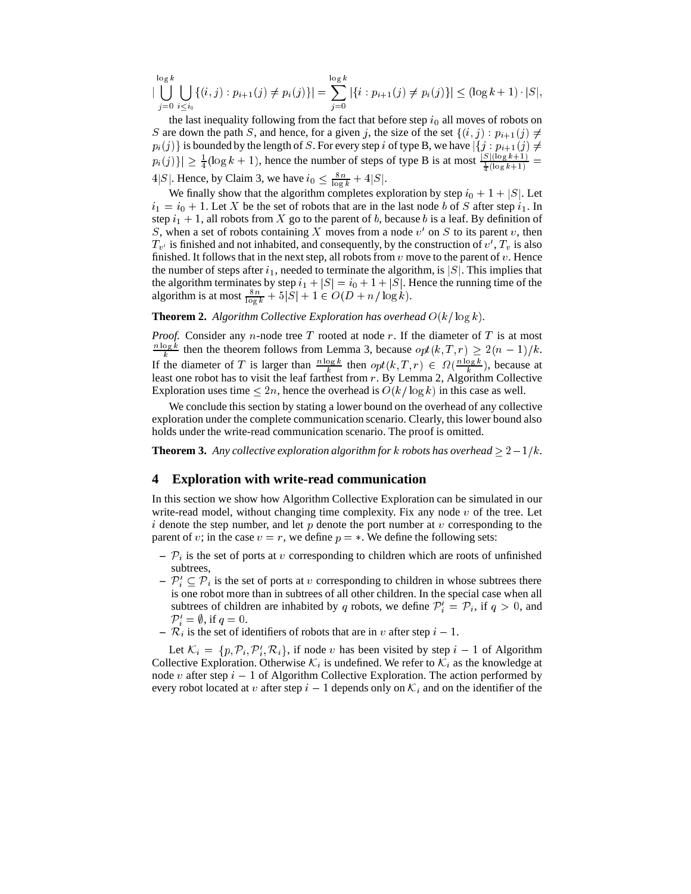$$|\bigcup_{j=0}^{\log k} \bigcup_{i \le i_0} \{(i,j) : p_{i+1}(j) \neq p_i(j)\}| = \sum_{j=0}^{\log k} |\{i : p_{i+1}(j) \neq p_i(j)\}| \le (\log k + 1) \cdot |S|,$$

the last inequality following from the fact that before step $i_0$ all moves of robots on $S$ are down the path $S$, and hence, for a given $j$, the size of the set $\{(i,j) : p_{i+1}(j) \neq p_i(j)\}$ is bounded by the length of $S$. For every step $i$ of type B, we have $|\{j : p_{i+1}(j) \neq p_i(j)\}| \ge \frac{1}{4}(\log k + 1)$, hence the number of steps of type B is at most $\frac{|S|(\log k+1)}{\frac{1}{4}(\log k+1)} = 4|S|$. Hence, by Claim 3, we have $i_0 \le \frac{8n}{\log k} + 4|S|$.

We finally show that the algorithm completes exploration by step $i_0 + 1 + |S|$. Let $i_1 = i_0 + 1$. Let $X$ be the set of robots that are in the last node $b$ of $S$ after step $i_1$. In step $i_1 + 1$, all robots from $X$ go to the parent of $b$, because $b$ is a leaf. By definition of $S$, when a set of robots containing $X$ moves from a node $v'$ on $S$ to its parent $v$, then $T_{v'}$ is finished and not inhabited, and consequently, by the construction of $v'$, $T_v$ is also finished. It follows that in the next step, all robots from $v$ move to the parent of $v$. Hence the number of steps after $i_1$, needed to terminate the algorithm, is $|S|$. This implies that the algorithm terminates by step $i_1 + |S| = i_0 + 1 + |S|$. Hence the running time of the algorithm is at most $\frac{8n}{\log k} + 5|S| + 1 \in O(D + n/\log k)$.

**Theorem 2.** *Algorithm Collective Exploration has overhead $O(k/\log k)$.*

*Proof.* Consider any $n$-node tree $T$ rooted at node $r$. If the diameter of $T$ is at most $\frac{n \log k}{k}$ then the theorem follows from Lemma 3, because $opt(k,T,r) \ge 2(n-1)/k$. If the diameter of $T$ is larger than $\frac{n \log k}{k}$ then $opt(k,T,r) \in \Omega(\frac{n \log k}{k})$, because at least one robot has to visit the leaf farthest from $r$. By Lemma 2, Algorithm Collective Exploration uses time $\le 2n$, hence the overhead is $O(k/\log k)$ in this case as well.

We conclude this section by stating a lower bound on the overhead of any collective exploration under the complete communication scenario. Clearly, this lower bound also holds under the write-read communication scenario. The proof is omitted.

**Theorem 3.** *Any collective exploration algorithm for $k$ robots has overhead $\ge 2 - 1/k$.*

## 4 Exploration with write-read communication

In this section we show how Algorithm Collective Exploration can be simulated in our write-read model, without changing time complexity. Fix any node $v$ of the tree. Let $i$ denote the step number, and let $p$ denote the port number at $v$ corresponding to the parent of $v$; in the case $v = r$, we define $p = *$. We define the following sets:

- $\mathcal{P}_i$ is the set of ports at $v$ corresponding to children which are roots of unfinished subtrees,
- $\mathcal{P}'_i \subseteq \mathcal{P}_i$ is the set of ports at $v$ corresponding to children in whose subtrees there is one robot more than in subtrees of all other children. In the special case when all subtrees of children are inhabited by $q$ robots, we define $\mathcal{P}'_i = \mathcal{P}_i$, if $q > 0$, and $\mathcal{P}'_i = \emptyset$, if $q = 0$.
- $\mathcal{R}_i$ is the set of identifiers of robots that are in $v$ after step $i - 1$.

Let $\mathcal{K}_i = \{p, \mathcal{P}_i, \mathcal{P}'_i, \mathcal{R}_i\}$, if node $v$ has been visited by step $i - 1$ of Algorithm Collective Exploration. Otherwise $\mathcal{K}_i$ is undefined. We refer to $\mathcal{K}_i$ as the knowledge at node $v$ after step $i - 1$ of Algorithm Collective Exploration. The action performed by every robot located at $v$ after step $i - 1$ depends only on $\mathcal{K}_i$ and on the identifier of the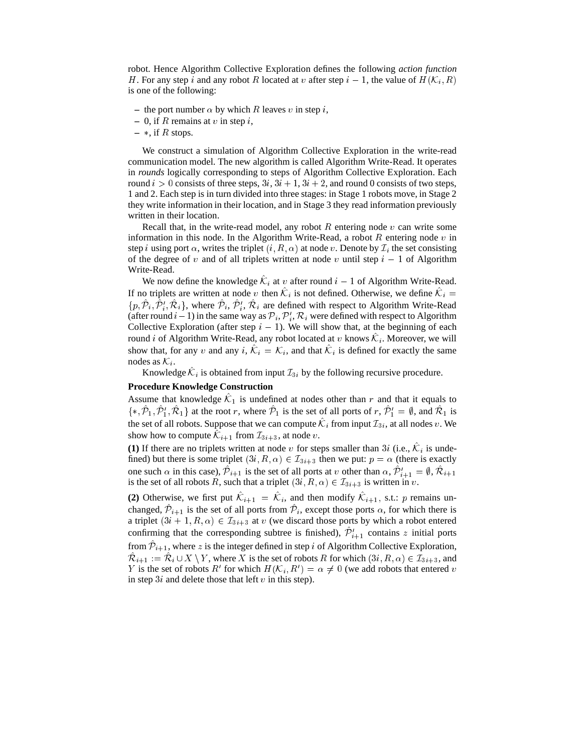robot. Hence Algorithm Collective Exploration defines the following *action function* $H$. For any step $i$ and any robot $R$ located at $v$ after step $i-1$, the value of $H(\mathcal{K}_i, R)$ is one of the following:

– the port number $\alpha$ by which $R$ leaves $v$ in step $i$,
– 0, if $R$ remains at $v$ in step $i$,
– $*$, if $R$ stops.

We construct a simulation of Algorithm Collective Exploration in the write-read communication model. The new algorithm is called Algorithm Write-Read. It operates in *rounds* logically corresponding to steps of Algorithm Collective Exploration. Each round $i > 0$ consists of three steps, $3i$, $3i+1$, $3i+2$, and round 0 consists of two steps, 1 and 2. Each step is in turn divided into three stages: in Stage 1 robots move, in Stage 2 they write information in their location, and in Stage 3 they read information previously written in their location.

Recall that, in the write-read model, any robot $R$ entering node $v$ can write some information in this node. In the Algorithm Write-Read, a robot $R$ entering node $v$ in step $i$ using port $\alpha$, writes the triplet $(i, R, \alpha)$ at node $v$. Denote by $\mathcal{I}_i$ the set consisting of the degree of $v$ and of all triplets written at node $v$ until step $i-1$ of Algorithm Write-Read.

We now define the knowledge $\hat{\mathcal{K}}_i$ at $v$ after round $i-1$ of Algorithm Write-Read. If no triplets are written at node $v$ then $\hat{\mathcal{K}}_i$ is not defined. Otherwise, we define $\hat{\mathcal{K}}_i = \{p, \hat{\mathcal{P}}_i, \hat{\mathcal{P}}'_i, \hat{\mathcal{R}}_i\}$, where $\hat{\mathcal{P}}_i$, $\hat{\mathcal{P}}'_i$, $\hat{\mathcal{R}}_i$ are defined with respect to Algorithm Write-Read (after round $i-1$) in the same way as $\mathcal{P}_i, \mathcal{P}'_i, \mathcal{R}_i$ were defined with respect to Algorithm Collective Exploration (after step $i-1$). We will show that, at the beginning of each round $i$ of Algorithm Write-Read, any robot located at $v$ knows $\hat{\mathcal{K}}_i$. Moreover, we will show that, for any $v$ and any $i$, $\hat{\mathcal{K}}_i = \mathcal{K}_i$, and that $\hat{\mathcal{K}}_i$ is defined for exactly the same nodes as $\mathcal{K}_i$.

Knowledge $\hat{\mathcal{K}}_i$ is obtained from input $\mathcal{I}_{3i}$ by the following recursive procedure.

**Procedure Knowledge Construction**

Assume that knowledge $\hat{\mathcal{K}}_1$ is undefined at nodes other than $r$ and that it equals to $\{*, \hat{\mathcal{P}}_1, \hat{\mathcal{P}}'_1, \hat{\mathcal{R}}_1\}$ at the root $r$, where $\hat{\mathcal{P}}_1$ is the set of all ports of $r$, $\hat{\mathcal{P}}'_1 = \emptyset$, and $\hat{\mathcal{R}}_1$ is the set of all robots. Suppose that we can compute $\hat{\mathcal{K}}_i$ from input $\mathcal{I}_{3i}$, at all nodes $v$. We show how to compute $\hat{\mathcal{K}}_{i+1}$ from $\mathcal{I}_{3i+3}$, at node $v$.

**(1)** If there are no triplets written at node $v$ for steps smaller than $3i$ (i.e., $\hat{\mathcal{K}}_i$ is undefined) but there is some triplet $(3i, R, \alpha) \in \mathcal{I}_{3i+3}$ then we put: $p = \alpha$ (there is exactly one such $\alpha$ in this case), $\hat{\mathcal{P}}_{i+1}$ is the set of all ports at $v$ other than $\alpha$, $\hat{\mathcal{P}}'_{i+1} = \emptyset$, $\hat{\mathcal{R}}_{i+1}$ is the set of all robots $R$, such that a triplet $(3i, R, \alpha) \in \mathcal{I}_{3i+3}$ is written in $v$.

**(2)** Otherwise, we first put $\hat{\mathcal{K}}_{i+1} = \hat{\mathcal{K}}_i$, and then modify $\hat{\mathcal{K}}_{i+1}$, s.t.: $p$ remains unchanged, $\hat{\mathcal{P}}_{i+1}$ is the set of all ports from $\hat{\mathcal{P}}_i$, except those ports $\alpha$, for which there is a triplet $(3i+1, R, \alpha) \in \mathcal{I}_{3i+3}$ at $v$ (we discard those ports by which a robot entered confirming that the corresponding subtree is finished), $\hat{\mathcal{P}}'_{i+1}$ contains $z$ initial ports from $\hat{\mathcal{P}}_{i+1}$, where $z$ is the integer defined in step $i$ of Algorithm Collective Exploration, $\hat{\mathcal{R}}_{i+1} := \hat{\mathcal{R}}_i \cup X \setminus Y$, where $X$ is the set of robots $R$ for which $(3i, R, \alpha) \in \mathcal{I}_{3i+3}$, and $Y$ is the set of robots $R'$ for which $H(\mathcal{K}_i, R') = \alpha \neq 0$ (we add robots that entered $v$ in step $3i$ and delete those that left $v$ in this step).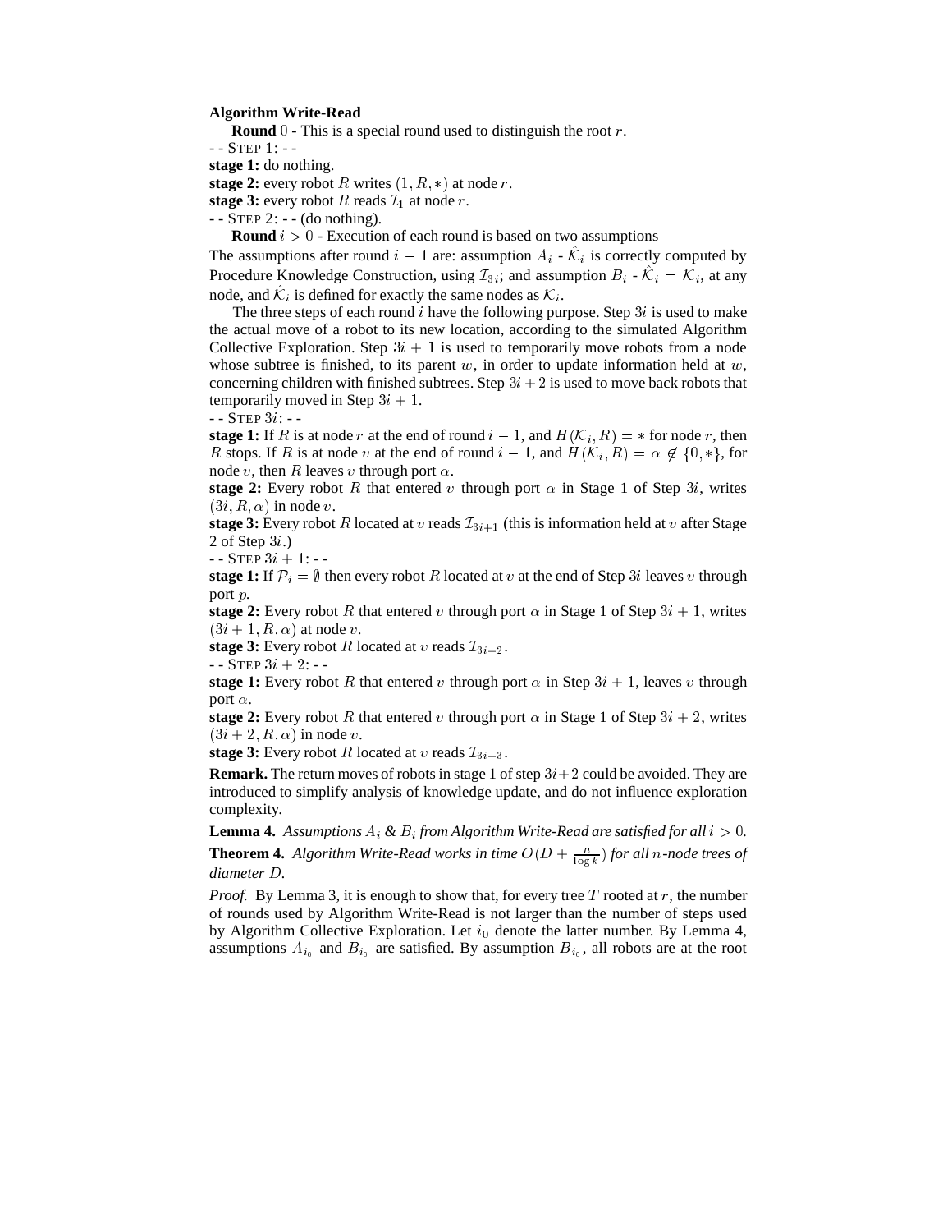**Algorithm Write-Read**

**Round** $0$ - This is a special round used to distinguish the root $r$.

- - STEP 1: - -

**stage 1:** do nothing.

**stage 2:** every robot $R$ writes $(1, R, *)$ at node $r$.

**stage 3:** every robot $R$ reads $\mathcal{I}_1$ at node $r$.

- - STEP 2: - - (do nothing).

**Round** $i > 0$ - Execution of each round is based on two assumptions

The assumptions after round $i-1$ are: assumption $A_i$ - $\hat{\mathcal{K}}_i$ is correctly computed by Procedure Knowledge Construction, using $\mathcal{I}_{3i}$; and assumption $B_i$ - $\hat{\mathcal{K}}_i = \mathcal{K}_i$, at any node, and $\hat{\mathcal{K}}_i$ is defined for exactly the same nodes as $\mathcal{K}_i$.

The three steps of each round $i$ have the following purpose. Step $3i$ is used to make the actual move of a robot to its new location, according to the simulated Algorithm Collective Exploration. Step $3i+1$ is used to temporarily move robots from a node whose subtree is finished, to its parent $w$, in order to update information held at $w$, concerning children with finished subtrees. Step $3i+2$ is used to move back robots that temporarily moved in Step $3i+1$.

- - STEP $3i$: - -

**stage 1:** If $R$ is at node $r$ at the end of round $i-1$, and $H(\mathcal{K}_i, R) = *$ for node $r$, then $R$ stops. If $R$ is at node $v$ at the end of round $i-1$, and $H(\mathcal{K}_i, R) = \alpha \notin \{0, *\}$, for node $v$, then $R$ leaves $v$ through port $\alpha$.

**stage 2:** Every robot $R$ that entered $v$ through port $\alpha$ in Stage 1 of Step $3i$, writes $(3i, R, \alpha)$ in node $v$.

**stage 3:** Every robot $R$ located at $v$ reads $\mathcal{I}_{3i+1}$ (this is information held at $v$ after Stage 2 of Step $3i$.)

- - STEP $3i+1$: - -

**stage 1:** If $\mathcal{P}_i = \emptyset$ then every robot $R$ located at $v$ at the end of Step $3i$ leaves $v$ through port $p$.

**stage 2:** Every robot $R$ that entered $v$ through port $\alpha$ in Stage 1 of Step $3i+1$, writes $(3i+1, R, \alpha)$ at node $v$.

**stage 3:** Every robot $R$ located at $v$ reads $\mathcal{I}_{3i+2}$.

- - STEP $3i+2$: - -

**stage 1:** Every robot $R$ that entered $v$ through port $\alpha$ in Step $3i+1$, leaves $v$ through port $\alpha$.

**stage 2:** Every robot $R$ that entered $v$ through port $\alpha$ in Stage 1 of Step $3i+2$, writes $(3i+2, R, \alpha)$ in node $v$.

**stage 3:** Every robot $R$ located at $v$ reads $\mathcal{I}_{3i+3}$.

**Remark.** The return moves of robots in stage 1 of step $3i+2$ could be avoided. They are introduced to simplify analysis of knowledge update, and do not influence exploration complexity.

**Lemma 4.** *Assumptions $A_i$ & $B_i$ from Algorithm Write-Read are satisfied for all $i > 0$.*

**Theorem 4.** *Algorithm Write-Read works in time $O(D + \frac{n}{\log k})$ for all $n$-node trees of diameter $D$.*

*Proof.* By Lemma 3, it is enough to show that, for every tree $T$ rooted at $r$, the number of rounds used by Algorithm Write-Read is not larger than the number of steps used by Algorithm Collective Exploration. Let $i_0$ denote the latter number. By Lemma 4, assumptions $A_{i_0}$ and $B_{i_0}$ are satisfied. By assumption $B_{i_0}$, all robots are at the root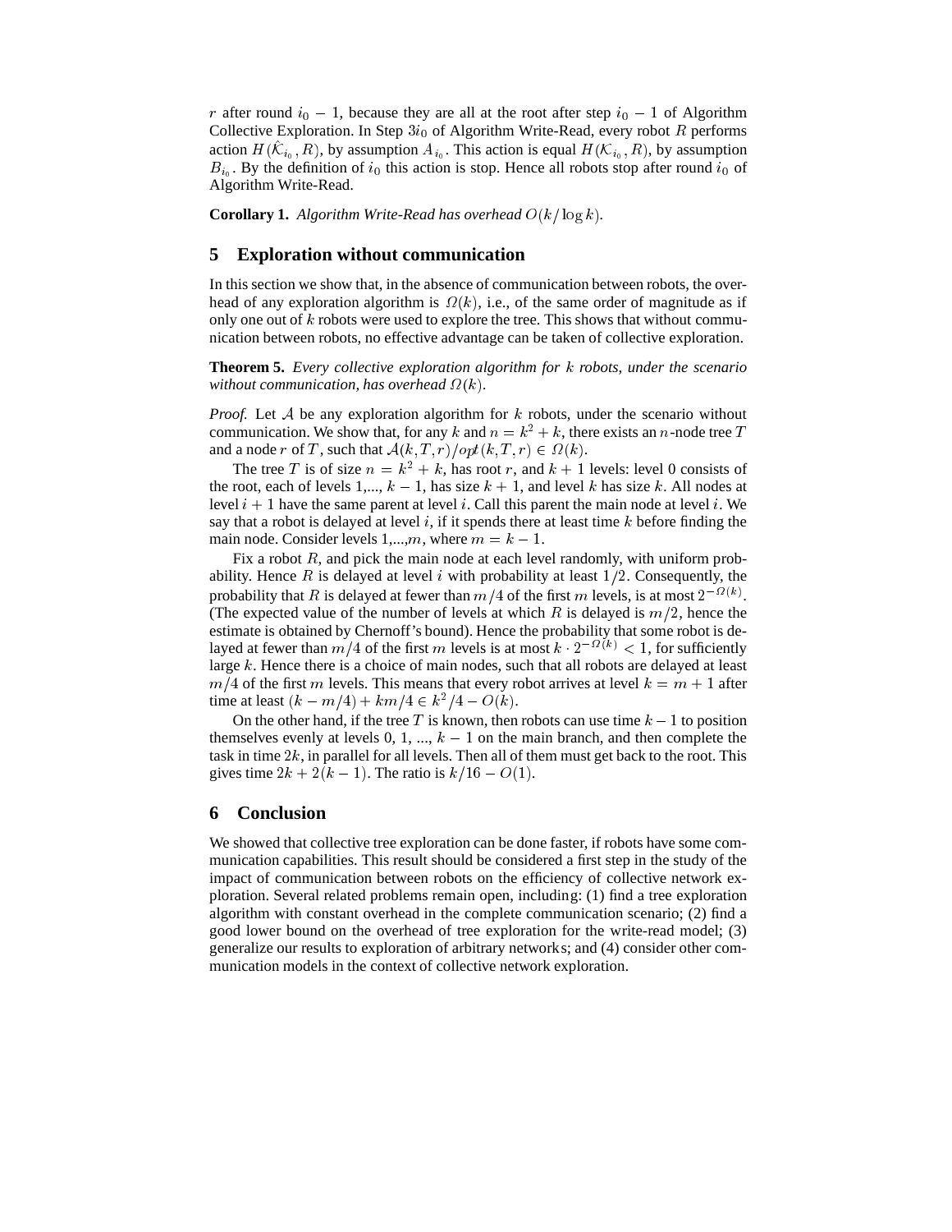$r$ after round $i_0 - 1$, because they are all at the root after step $i_0 - 1$ of Algorithm Collective Exploration. In Step $3i_0$ of Algorithm Write-Read, every robot $R$ performs action $H(\hat{\mathcal{K}}_{i_0}, R)$, by assumption $A_{i_0}$. This action is equal $H(\mathcal{K}_{i_0}, R)$, by assumption $B_{i_0}$. By the definition of $i_0$ this action is stop. Hence all robots stop after round $i_0$ of Algorithm Write-Read.

**Corollary 1.** *Algorithm Write-Read has overhead $O(k/\log k)$.*

## 5 Exploration without communication

In this section we show that, in the absence of communication between robots, the overhead of any exploration algorithm is $\Omega(k)$, i.e., of the same order of magnitude as if only one out of $k$ robots were used to explore the tree. This shows that without communication between robots, no effective advantage can be taken of collective exploration.

**Theorem 5.** *Every collective exploration algorithm for $k$ robots, under the scenario without communication, has overhead $\Omega(k)$.*

*Proof.* Let $\mathcal{A}$ be any exploration algorithm for $k$ robots, under the scenario without communication. We show that, for any $k$ and $n = k^2 + k$, there exists an $n$-node tree $T$ and a node $r$ of $T$, such that $\mathcal{A}(k, T, r)/opt(k, T, r) \in \Omega(k)$.

The tree $T$ is of size $n = k^2 + k$, has root $r$, and $k + 1$ levels: level 0 consists of the root, each of levels 1,..., $k - 1$, has size $k + 1$, and level $k$ has size $k$. All nodes at level $i + 1$ have the same parent at level $i$. Call this parent the main node at level $i$. We say that a robot is delayed at level $i$, if it spends there at least time $k$ before finding the main node. Consider levels 1,...,$m$, where $m = k - 1$.

Fix a robot $R$, and pick the main node at each level randomly, with uniform probability. Hence $R$ is delayed at level $i$ with probability at least $1/2$. Consequently, the probability that $R$ is delayed at fewer than $m/4$ of the first $m$ levels, is at most $2^{-\Omega(k)}$. (The expected value of the number of levels at which $R$ is delayed is $m/2$, hence the estimate is obtained by Chernoff's bound). Hence the probability that some robot is delayed at fewer than $m/4$ of the first $m$ levels is at most $k \cdot 2^{-\Omega(k)} < 1$, for sufficiently large $k$. Hence there is a choice of main nodes, such that all robots are delayed at least $m/4$ of the first $m$ levels. This means that every robot arrives at level $k = m + 1$ after time at least $(k - m/4) + km/4 \in k^2/4 - O(k)$.

On the other hand, if the tree $T$ is known, then robots can use time $k - 1$ to position themselves evenly at levels 0, 1, ..., $k - 1$ on the main branch, and then complete the task in time $2k$, in parallel for all levels. Then all of them must get back to the root. This gives time $2k + 2(k - 1)$. The ratio is $k/16 - O(1)$.

## 6 Conclusion

We showed that collective tree exploration can be done faster, if robots have some communication capabilities. This result should be considered a first step in the study of the impact of communication between robots on the efficiency of collective network exploration. Several related problems remain open, including: (1) find a tree exploration algorithm with constant overhead in the complete communication scenario; (2) find a good lower bound on the overhead of tree exploration for the write-read model; (3) generalize our results to exploration of arbitrary networks; and (4) consider other communication models in the context of collective network exploration.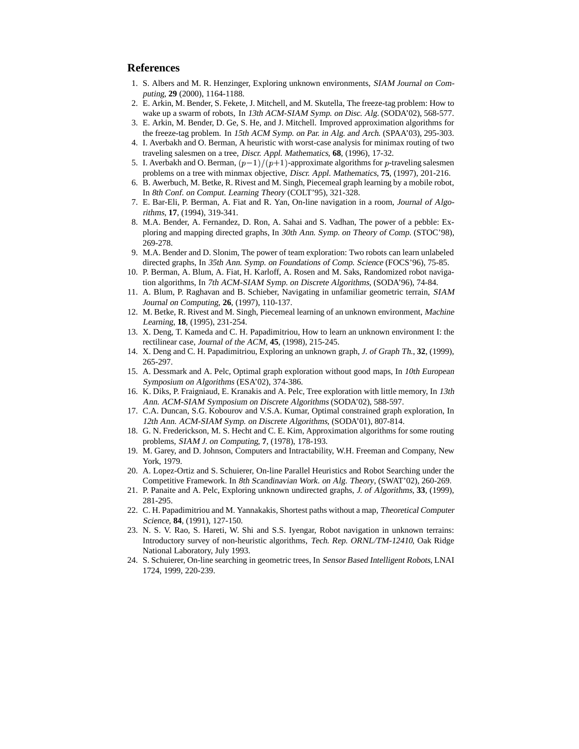## References

1. S. Albers and M. R. Henzinger, Exploring unknown environments, *SIAM Journal on Computing*, **29** (2000), 1164-1188.
2. E. Arkin, M. Bender, S. Fekete, J. Mitchell, and M. Skutella, The freeze-tag problem: How to wake up a swarm of robots, In *13th ACM-SIAM Symp. on Disc. Alg.* (SODA'02), 568-577.
3. E. Arkin, M. Bender, D. Ge, S. He, and J. Mitchell. Improved approximation algorithms for the freeze-tag problem. In *15th ACM Symp. on Par. in Alg. and Arch.* (SPAA'03), 295-303.
4. I. Averbakh and O. Berman, A heuristic with worst-case analysis for minimax routing of two traveling salesmen on a tree, *Discr. Appl. Mathematics*, **68**, (1996), 17-32.
5. I. Averbakh and O. Berman, $(p-1)/(p+1)$-approximate algorithms for $p$-traveling salesmen problems on a tree with minmax objective, *Discr. Appl. Mathematics*, **75**, (1997), 201-216.
6. B. Awerbuch, M. Betke, R. Rivest and M. Singh, Piecemeal graph learning by a mobile robot, In *8th Conf. on Comput. Learning Theory* (COLT'95), 321-328.
7. E. Bar-Eli, P. Berman, A. Fiat and R. Yan, On-line navigation in a room, *Journal of Algorithms*, **17**, (1994), 319-341.
8. M.A. Bender, A. Fernandez, D. Ron, A. Sahai and S. Vadhan, The power of a pebble: Exploring and mapping directed graphs, In *30th Ann. Symp. on Theory of Comp.* (STOC'98), 269-278.
9. M.A. Bender and D. Slonim, The power of team exploration: Two robots can learn unlabeled directed graphs, In *35th Ann. Symp. on Foundations of Comp. Science* (FOCS'96), 75-85.
10. P. Berman, A. Blum, A. Fiat, H. Karloff, A. Rosen and M. Saks, Randomized robot navigation algorithms, In *7th ACM-SIAM Symp. on Discrete Algorithms*, (SODA'96), 74-84.
11. A. Blum, P. Raghavan and B. Schieber, Navigating in unfamiliar geometric terrain, *SIAM Journal on Computing*, **26**, (1997), 110-137.
12. M. Betke, R. Rivest and M. Singh, Piecemeal learning of an unknown environment, *Machine Learning*, **18**, (1995), 231-254.
13. X. Deng, T. Kameda and C. H. Papadimitriou, How to learn an unknown environment I: the rectilinear case, *Journal of the ACM*, **45**, (1998), 215-245.
14. X. Deng and C. H. Papadimitriou, Exploring an unknown graph, *J. of Graph Th.*, **32**, (1999), 265-297.
15. A. Dessmark and A. Pelc, Optimal graph exploration without good maps, In *10th European Symposium on Algorithms* (ESA'02), 374-386.
16. K. Diks, P. Fraigniaud, E. Kranakis and A. Pelc, Tree exploration with little memory, In *13th Ann. ACM-SIAM Symposium on Discrete Algorithms* (SODA'02), 588-597.
17. C.A. Duncan, S.G. Kobourov and V.S.A. Kumar, Optimal constrained graph exploration, In *12th Ann. ACM-SIAM Symp. on Discrete Algorithms*, (SODA'01), 807-814.
18. G. N. Frederickson, M. S. Hecht and C. E. Kim, Approximation algorithms for some routing problems, *SIAM J. on Computing*, **7**, (1978), 178-193.
19. M. Garey, and D. Johnson, Computers and Intractability, W.H. Freeman and Company, New York, 1979.
20. A. Lopez-Ortiz and S. Schuierer, On-line Parallel Heuristics and Robot Searching under the Competitive Framework. In *8th Scandinavian Work. on Alg. Theory*, (SWAT'02), 260-269.
21. P. Panaite and A. Pelc, Exploring unknown undirected graphs, *J. of Algorithms*, **33**, (1999), 281-295.
22. C. H. Papadimitriou and M. Yannakakis, Shortest paths without a map, *Theoretical Computer Science*, **84**, (1991), 127-150.
23. N. S. V. Rao, S. Hareti, W. Shi and S.S. Iyengar, Robot navigation in unknown terrains: Introductory survey of non-heuristic algorithms, *Tech. Rep. ORNL/TM-12410*, Oak Ridge National Laboratory, July 1993.
24. S. Schuierer, On-line searching in geometric trees, In *Sensor Based Intelligent Robots*, LNAI 1724, 1999, 220-239.